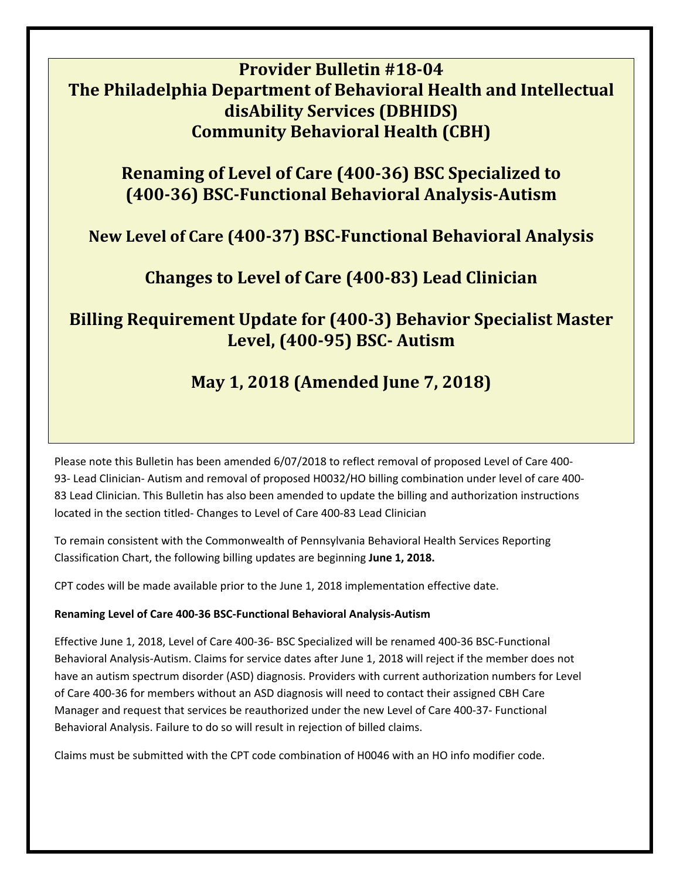# Provider Bulletin #18-04
# The Philadelphia Department of Behavioral Health and Intellectual disAbility Services (DBHIDS)
# Community Behavioral Health (CBH)

## Renaming of Level of Care (400-36) BSC Specialized to (400-36) BSC-Functional Behavioral Analysis-Autism

## New Level of Care (400-37) BSC-Functional Behavioral Analysis

## Changes to Level of Care (400-83) Lead Clinician

## Billing Requirement Update for (400-3) Behavior Specialist Master Level, (400-95) BSC- Autism

## May 1, 2018 (Amended June 7, 2018)

Please note this Bulletin has been amended 6/07/2018 to reflect removal of proposed Level of Care 400-93- Lead Clinician- Autism and removal of proposed H0032/HO billing combination under level of care 400-83 Lead Clinician. This Bulletin has also been amended to update the billing and authorization instructions located in the section titled- Changes to Level of Care 400-83 Lead Clinician

To remain consistent with the Commonwealth of Pennsylvania Behavioral Health Services Reporting Classification Chart, the following billing updates are beginning **June 1, 2018.**

CPT codes will be made available prior to the June 1, 2018 implementation effective date.

**Renaming Level of Care 400-36 BSC-Functional Behavioral Analysis-Autism**

Effective June 1, 2018, Level of Care 400-36- BSC Specialized will be renamed 400-36 BSC-Functional Behavioral Analysis-Autism. Claims for service dates after June 1, 2018 will reject if the member does not have an autism spectrum disorder (ASD) diagnosis. Providers with current authorization numbers for Level of Care 400-36 for members without an ASD diagnosis will need to contact their assigned CBH Care Manager and request that services be reauthorized under the new Level of Care 400-37- Functional Behavioral Analysis. Failure to do so will result in rejection of billed claims.

Claims must be submitted with the CPT code combination of H0046 with an HO info modifier code.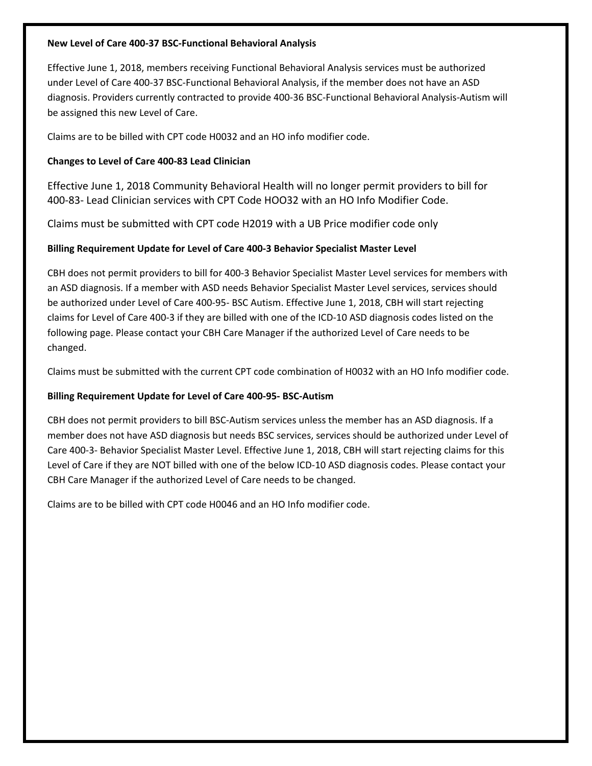**New Level of Care 400-37 BSC-Functional Behavioral Analysis**

Effective June 1, 2018, members receiving Functional Behavioral Analysis services must be authorized under Level of Care 400-37 BSC-Functional Behavioral Analysis, if the member does not have an ASD diagnosis. Providers currently contracted to provide 400-36 BSC-Functional Behavioral Analysis-Autism will be assigned this new Level of Care.

Claims are to be billed with CPT code H0032 and an HO info modifier code.

**Changes to Level of Care 400-83 Lead Clinician**

Effective June 1, 2018 Community Behavioral Health will no longer permit providers to bill for 400-83- Lead Clinician services with CPT Code HOO32 with an HO Info Modifier Code.

Claims must be submitted with CPT code H2019 with a UB Price modifier code only

**Billing Requirement Update for Level of Care 400-3 Behavior Specialist Master Level**

CBH does not permit providers to bill for 400-3 Behavior Specialist Master Level services for members with an ASD diagnosis. If a member with ASD needs Behavior Specialist Master Level services, services should be authorized under Level of Care 400-95- BSC Autism. Effective June 1, 2018, CBH will start rejecting claims for Level of Care 400-3 if they are billed with one of the ICD-10 ASD diagnosis codes listed on the following page. Please contact your CBH Care Manager if the authorized Level of Care needs to be changed.

Claims must be submitted with the current CPT code combination of H0032 with an HO Info modifier code.

**Billing Requirement Update for Level of Care 400-95- BSC-Autism**

CBH does not permit providers to bill BSC-Autism services unless the member has an ASD diagnosis. If a member does not have ASD diagnosis but needs BSC services, services should be authorized under Level of Care 400-3- Behavior Specialist Master Level. Effective June 1, 2018, CBH will start rejecting claims for this Level of Care if they are NOT billed with one of the below ICD-10 ASD diagnosis codes. Please contact your CBH Care Manager if the authorized Level of Care needs to be changed.

Claims are to be billed with CPT code H0046 and an HO Info modifier code.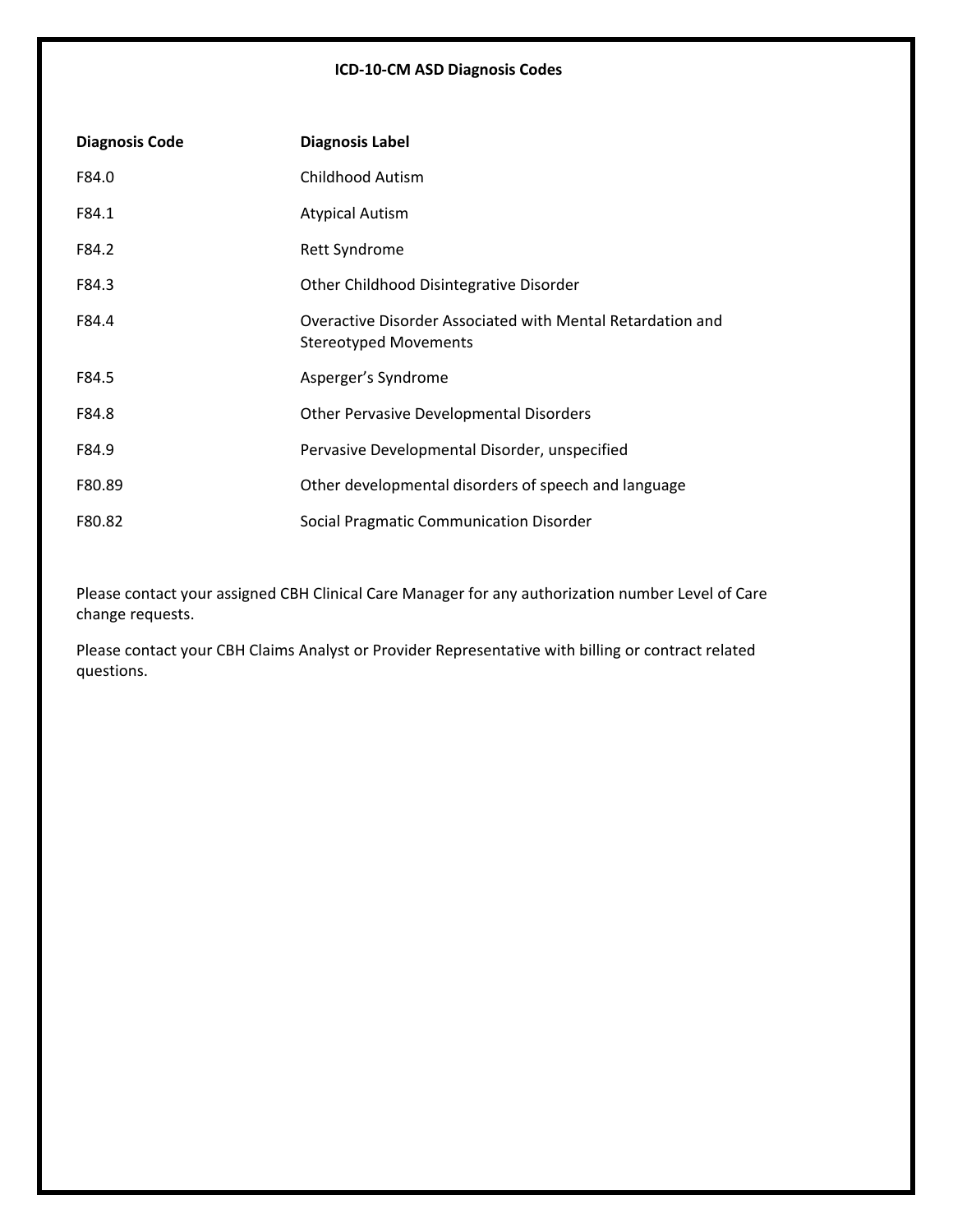## ICD-10-CM ASD Diagnosis Codes

| Diagnosis Code | Diagnosis Label |
|---|---|
| F84.0 | Childhood Autism |
| F84.1 | Atypical Autism |
| F84.2 | Rett Syndrome |
| F84.3 | Other Childhood Disintegrative Disorder |
| F84.4 | Overactive Disorder Associated with Mental Retardation and Stereotyped Movements |
| F84.5 | Asperger's Syndrome |
| F84.8 | Other Pervasive Developmental Disorders |
| F84.9 | Pervasive Developmental Disorder, unspecified |
| F80.89 | Other developmental disorders of speech and language |
| F80.82 | Social Pragmatic Communication Disorder |

Please contact your assigned CBH Clinical Care Manager for any authorization number Level of Care change requests.

Please contact your CBH Claims Analyst or Provider Representative with billing or contract related questions.